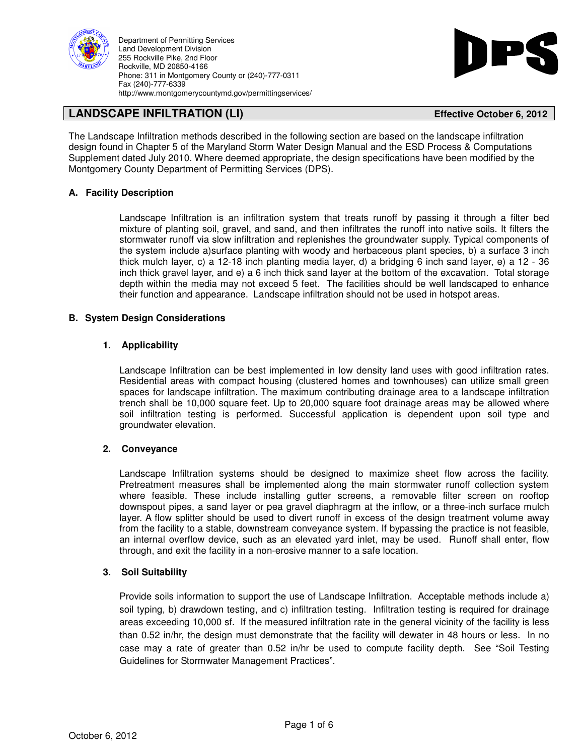Department of Permitting Services
Land Development Division
255 Rockville Pike, 2nd Floor
Rockville, MD 20850-4166
Phone: 311 in Montgomery County or (240)-777-0311
Fax (240)-777-6339
http://www.montgomerycountymd.gov/permittingservices/

DPS

# LANDSCAPE INFILTRATION (LI)

**Effective October 6, 2012**

The Landscape Infiltration methods described in the following section are based on the landscape infiltration design found in Chapter 5 of the Maryland Storm Water Design Manual and the ESD Process & Computations Supplement dated July 2010. Where deemed appropriate, the design specifications have been modified by the Montgomery County Department of Permitting Services (DPS).

## A. Facility Description

Landscape Infiltration is an infiltration system that treats runoff by passing it through a filter bed mixture of planting soil, gravel, and sand, and then infiltrates the runoff into native soils. It filters the stormwater runoff via slow infiltration and replenishes the groundwater supply. Typical components of the system include a)surface planting with woody and herbaceous plant species, b) a surface 3 inch thick mulch layer, c) a 12-18 inch planting media layer, d) a bridging 6 inch sand layer, e) a 12 - 36 inch thick gravel layer, and e) a 6 inch thick sand layer at the bottom of the excavation. Total storage depth within the media may not exceed 5 feet. The facilities should be well landscaped to enhance their function and appearance. Landscape infiltration should not be used in hotspot areas.

## B. System Design Considerations

### 1. Applicability

Landscape Infiltration can be best implemented in low density land uses with good infiltration rates. Residential areas with compact housing (clustered homes and townhouses) can utilize small green spaces for landscape infiltration. The maximum contributing drainage area to a landscape infiltration trench shall be 10,000 square feet. Up to 20,000 square foot drainage areas may be allowed where soil infiltration testing is performed. Successful application is dependent upon soil type and groundwater elevation.

### 2. Conveyance

Landscape Infiltration systems should be designed to maximize sheet flow across the facility. Pretreatment measures shall be implemented along the main stormwater runoff collection system where feasible. These include installing gutter screens, a removable filter screen on rooftop downspout pipes, a sand layer or pea gravel diaphragm at the inflow, or a three-inch surface mulch layer. A flow splitter should be used to divert runoff in excess of the design treatment volume away from the facility to a stable, downstream conveyance system. If bypassing the practice is not feasible, an internal overflow device, such as an elevated yard inlet, may be used. Runoff shall enter, flow through, and exit the facility in a non-erosive manner to a safe location.

### 3. Soil Suitability

Provide soils information to support the use of Landscape Infiltration. Acceptable methods include a) soil typing, b) drawdown testing, and c) infiltration testing. Infiltration testing is required for drainage areas exceeding 10,000 sf. If the measured infiltration rate in the general vicinity of the facility is less than 0.52 in/hr, the design must demonstrate that the facility will dewater in 48 hours or less. In no case may a rate of greater than 0.52 in/hr be used to compute facility depth. See "Soil Testing Guidelines for Stormwater Management Practices".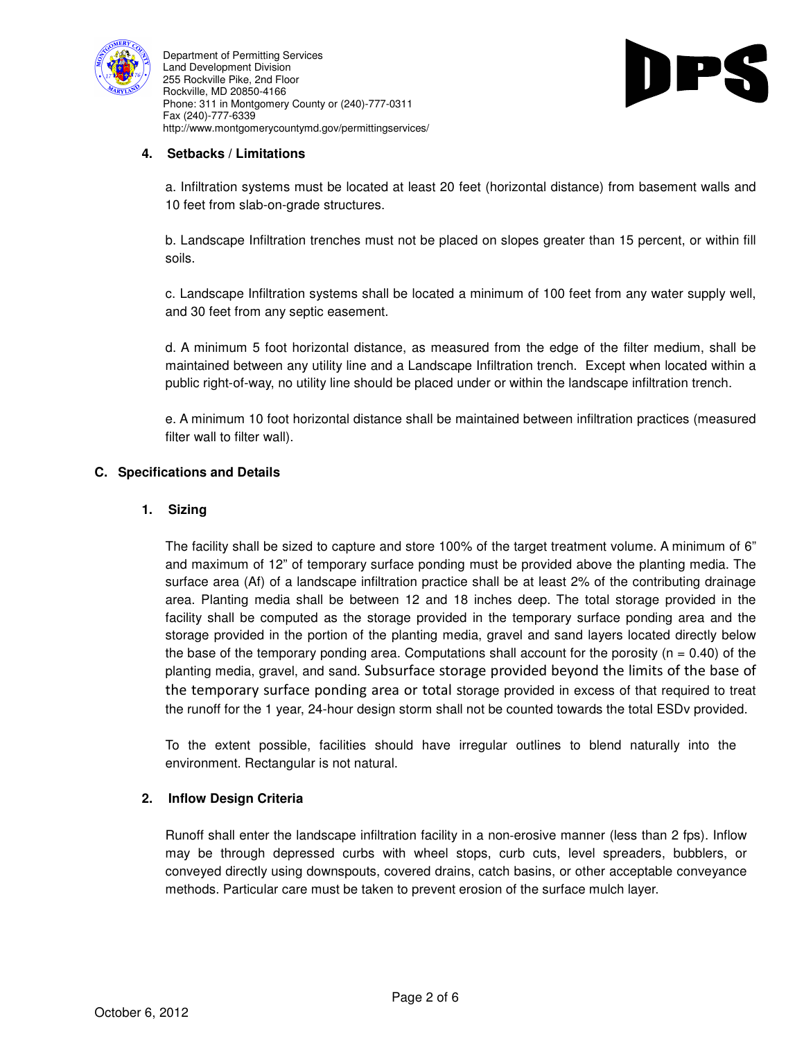#### 4. Setbacks / Limitations

a. Infiltration systems must be located at least 20 feet (horizontal distance) from basement walls and 10 feet from slab-on-grade structures.

b. Landscape Infiltration trenches must not be placed on slopes greater than 15 percent, or within fill soils.

c. Landscape Infiltration systems shall be located a minimum of 100 feet from any water supply well, and 30 feet from any septic easement.

d. A minimum 5 foot horizontal distance, as measured from the edge of the filter medium, shall be maintained between any utility line and a Landscape Infiltration trench. Except when located within a public right-of-way, no utility line should be placed under or within the landscape infiltration trench.

e. A minimum 10 foot horizontal distance shall be maintained between infiltration practices (measured filter wall to filter wall).

### C. Specifications and Details

#### 1. Sizing

The facility shall be sized to capture and store 100% of the target treatment volume. A minimum of 6" and maximum of 12" of temporary surface ponding must be provided above the planting media. The surface area (Af) of a landscape infiltration practice shall be at least 2% of the contributing drainage area. Planting media shall be between 12 and 18 inches deep. The total storage provided in the facility shall be computed as the storage provided in the temporary surface ponding area and the storage provided in the portion of the planting media, gravel and sand layers located directly below the base of the temporary ponding area. Computations shall account for the porosity ($n = 0.40$) of the planting media, gravel, and sand. Subsurface storage provided beyond the limits of the base of the temporary surface ponding area or total storage provided in excess of that required to treat the runoff for the 1 year, 24-hour design storm shall not be counted towards the total ESDv provided.

To the extent possible, facilities should have irregular outlines to blend naturally into the environment. Rectangular is not natural.

#### 2. Inflow Design Criteria

Runoff shall enter the landscape infiltration facility in a non-erosive manner (less than 2 fps). Inflow may be through depressed curbs with wheel stops, curb cuts, level spreaders, bubblers, or conveyed directly using downspouts, covered drains, catch basins, or other acceptable conveyance methods. Particular care must be taken to prevent erosion of the surface mulch layer.

October 6, 2012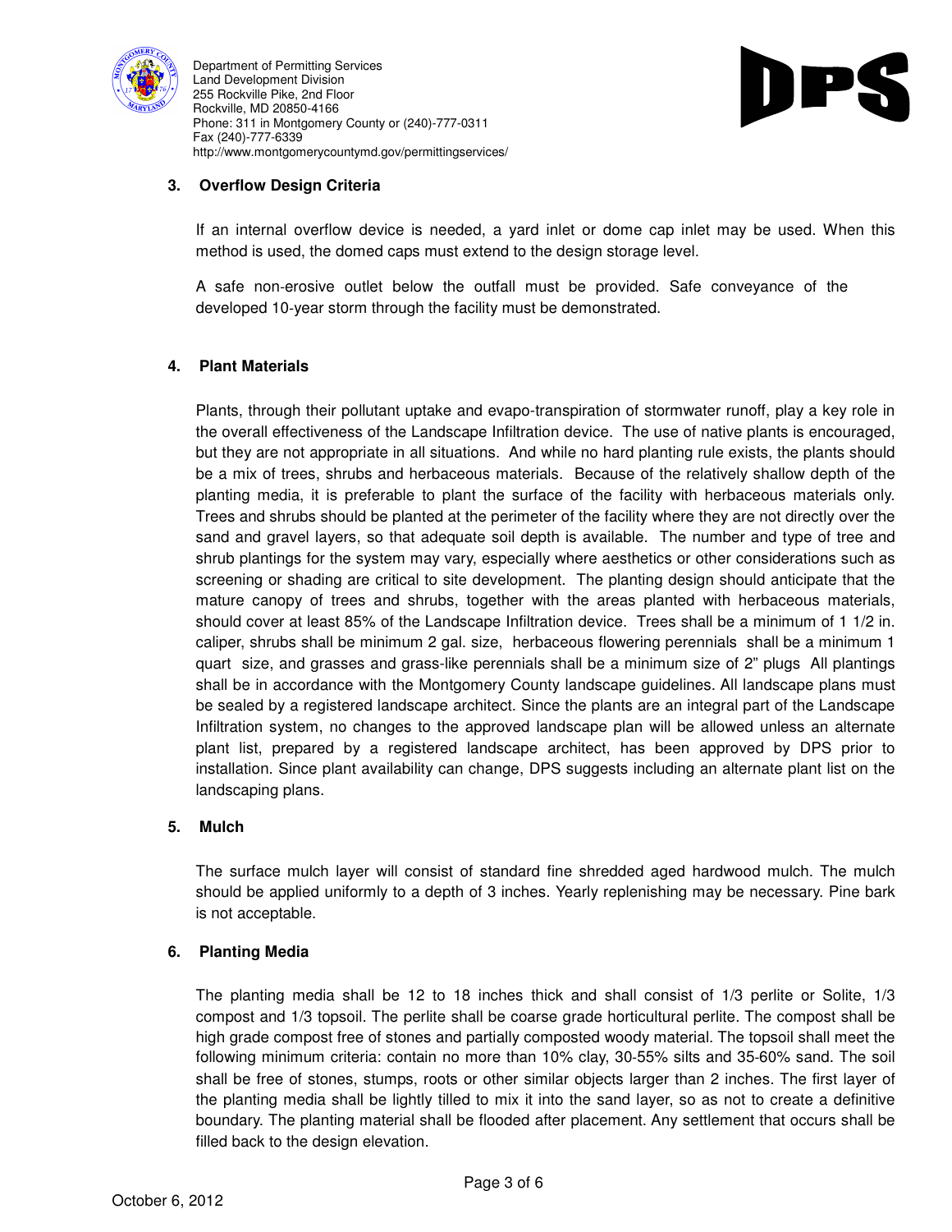### 3. Overflow Design Criteria

If an internal overflow device is needed, a yard inlet or dome cap inlet may be used. When this method is used, the domed caps must extend to the design storage level.

A safe non-erosive outlet below the outfall must be provided. Safe conveyance of the developed 10-year storm through the facility must be demonstrated.

### 4. Plant Materials

Plants, through their pollutant uptake and evapo-transpiration of stormwater runoff, play a key role in the overall effectiveness of the Landscape Infiltration device. The use of native plants is encouraged, but they are not appropriate in all situations. And while no hard planting rule exists, the plants should be a mix of trees, shrubs and herbaceous materials. Because of the relatively shallow depth of the planting media, it is preferable to plant the surface of the facility with herbaceous materials only. Trees and shrubs should be planted at the perimeter of the facility where they are not directly over the sand and gravel layers, so that adequate soil depth is available. The number and type of tree and shrub plantings for the system may vary, especially where aesthetics or other considerations such as screening or shading are critical to site development. The planting design should anticipate that the mature canopy of trees and shrubs, together with the areas planted with herbaceous materials, should cover at least 85% of the Landscape Infiltration device. Trees shall be a minimum of 1 1/2 in. caliper, shrubs shall be minimum 2 gal. size, herbaceous flowering perennials shall be a minimum 1 quart size, and grasses and grass-like perennials shall be a minimum size of 2" plugs All plantings shall be in accordance with the Montgomery County landscape guidelines. All landscape plans must be sealed by a registered landscape architect. Since the plants are an integral part of the Landscape Infiltration system, no changes to the approved landscape plan will be allowed unless an alternate plant list, prepared by a registered landscape architect, has been approved by DPS prior to installation. Since plant availability can change, DPS suggests including an alternate plant list on the landscaping plans.

### 5. Mulch

The surface mulch layer will consist of standard fine shredded aged hardwood mulch. The mulch should be applied uniformly to a depth of 3 inches. Yearly replenishing may be necessary. Pine bark is not acceptable.

### 6. Planting Media

The planting media shall be 12 to 18 inches thick and shall consist of 1/3 perlite or Solite, 1/3 compost and 1/3 topsoil. The perlite shall be coarse grade horticultural perlite. The compost shall be high grade compost free of stones and partially composted woody material. The topsoil shall meet the following minimum criteria: contain no more than 10% clay, 30-55% silts and 35-60% sand. The soil shall be free of stones, stumps, roots or other similar objects larger than 2 inches. The first layer of the planting media shall be lightly tilled to mix it into the sand layer, so as not to create a definitive boundary. The planting material shall be flooded after placement. Any settlement that occurs shall be filled back to the design elevation.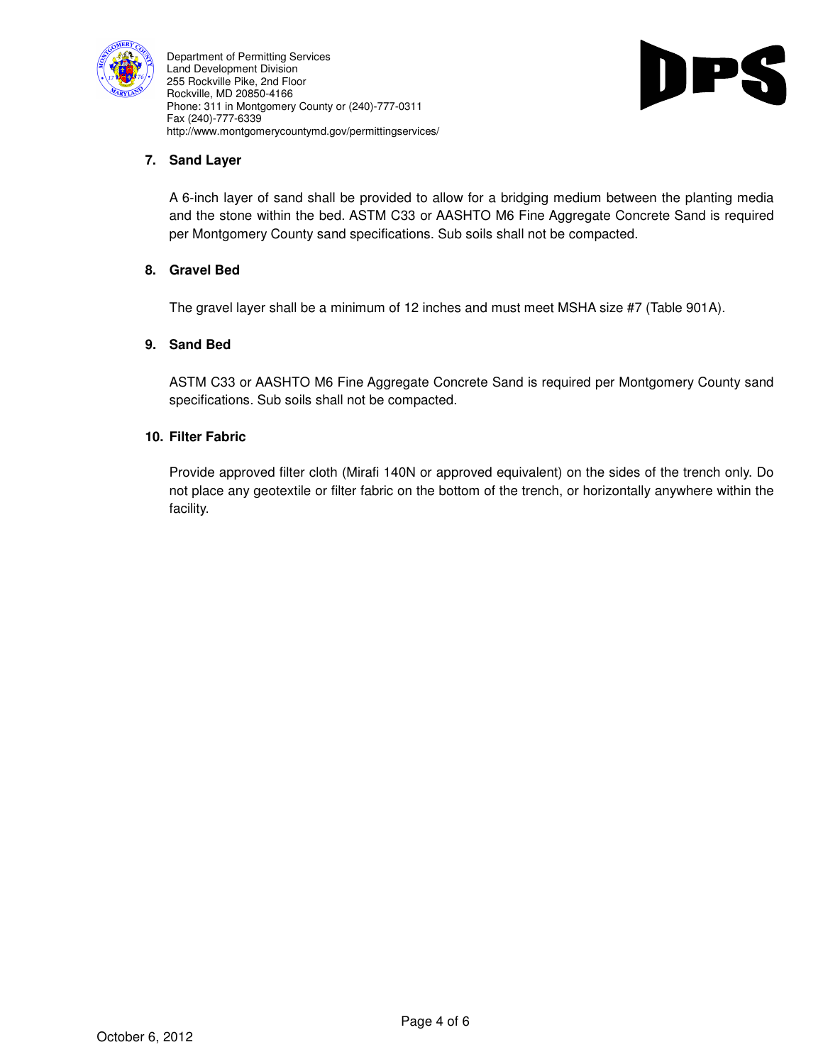**7. Sand Layer**

A 6-inch layer of sand shall be provided to allow for a bridging medium between the planting media and the stone within the bed. ASTM C33 or AASHTO M6 Fine Aggregate Concrete Sand is required per Montgomery County sand specifications. Sub soils shall not be compacted.

**8. Gravel Bed**

The gravel layer shall be a minimum of 12 inches and must meet MSHA size #7 (Table 901A).

**9. Sand Bed**

ASTM C33 or AASHTO M6 Fine Aggregate Concrete Sand is required per Montgomery County sand specifications. Sub soils shall not be compacted.

**10. Filter Fabric**

Provide approved filter cloth (Mirafi 140N or approved equivalent) on the sides of the trench only. Do not place any geotextile or filter fabric on the bottom of the trench, or horizontally anywhere within the facility.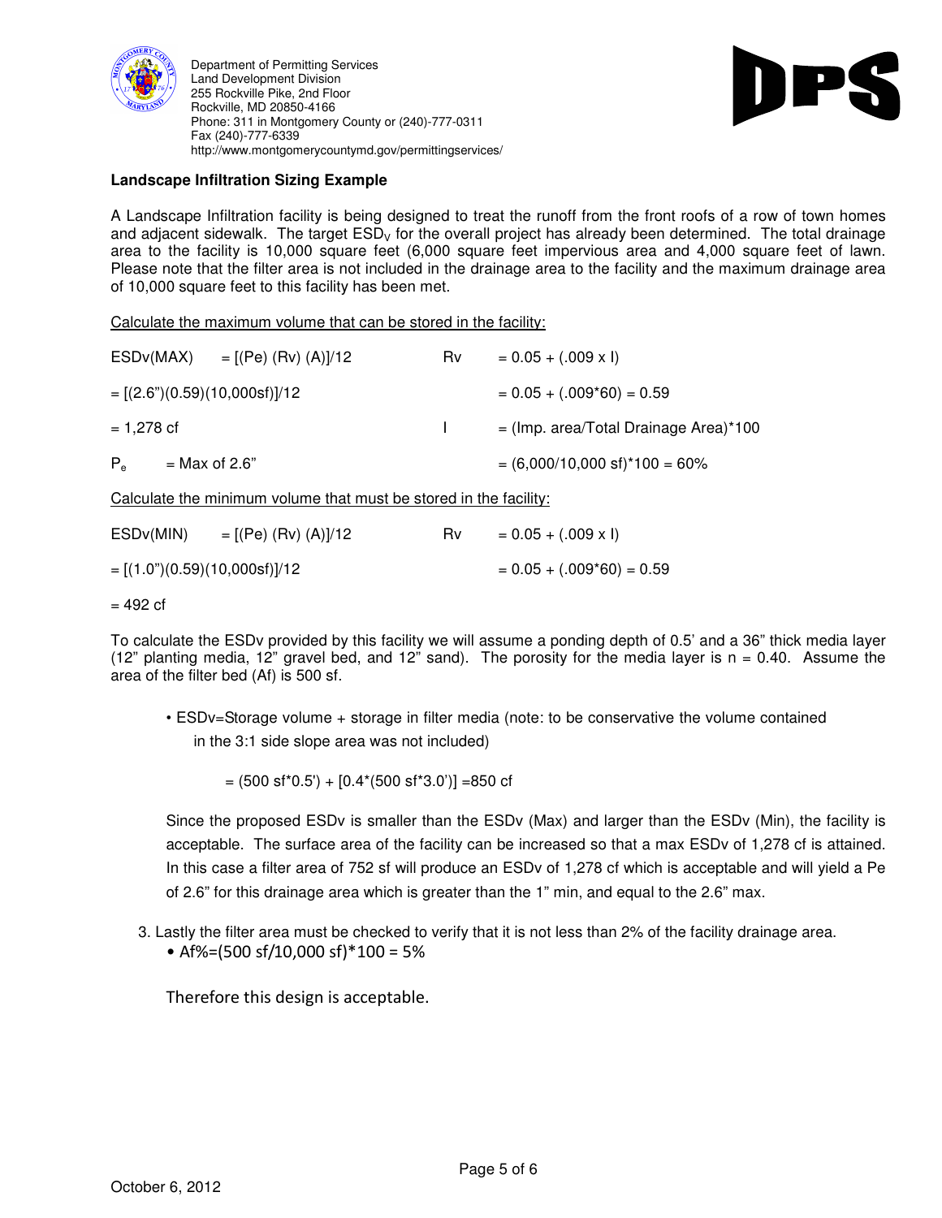**Landscape Infiltration Sizing Example**

A Landscape Infiltration facility is being designed to treat the runoff from the front roofs of a row of town homes and adjacent sidewalk. The target $ESD_V$ for the overall project has already been determined. The total drainage area to the facility is 10,000 square feet (6,000 square feet impervious area and 4,000 square feet of lawn. Please note that the filter area is not included in the drainage area to the facility and the maximum drainage area of 10,000 square feet to this facility has been met.

Calculate the maximum volume that can be stored in the facility:

ESDv(MAX) = [(Pe) (Rv) (A)]/12

= [(2.6")(0.59)(10,000sf)]/12

= 1,278 cf

$P_e$ = Max of 2.6"

Rv = 0.05 + (.009 x I)

= 0.05 + (.009*60) = 0.59

I = (Imp. area/Total Drainage Area)*100

= (6,000/10,000 sf)*100 = 60%

Calculate the minimum volume that must be stored in the facility:

ESDv(MIN) = [(Pe) (Rv) (A)]/12

= [(1.0")(0.59)(10,000sf)]/12

= 492 cf

Rv = 0.05 + (.009 x I)

= 0.05 + (.009*60) = 0.59

To calculate the ESDv provided by this facility we will assume a ponding depth of 0.5' and a 36" thick media layer (12" planting media, 12" gravel bed, and 12" sand). The porosity for the media layer is n = 0.40. Assume the area of the filter bed (Af) is 500 sf.

- ESDv=Storage volume + storage in filter media (note: to be conservative the volume contained in the 3:1 side slope area was not included)

  = (500 sf*0.5') + [0.4*(500 sf*3.0')] =850 cf

  Since the proposed ESDv is smaller than the ESDv (Max) and larger than the ESDv (Min), the facility is acceptable. The surface area of the facility can be increased so that a max ESDv of 1,278 cf is attained. In this case a filter area of 752 sf will produce an ESDv of 1,278 cf which is acceptable and will yield a Pe of 2.6" for this drainage area which is greater than the 1" min, and equal to the 2.6" max.

3. Lastly the filter area must be checked to verify that it is not less than 2% of the facility drainage area.
   - Af%=(500 sf/10,000 sf)*100 = 5%

   Therefore this design is acceptable.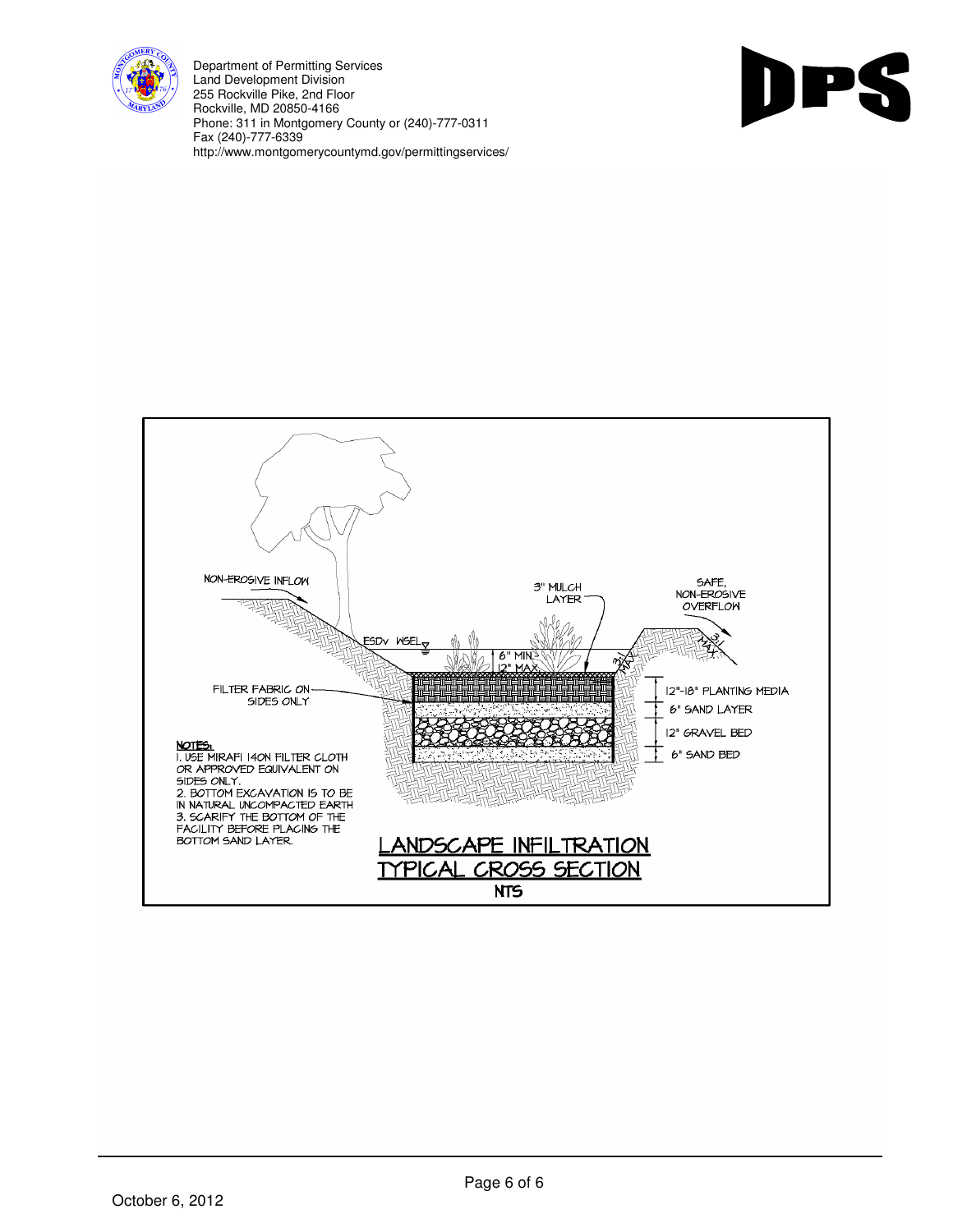Department of Permitting Services
Land Development Division
255 Rockville Pike, 2nd Floor
Rockville, MD 20850-4166
Phone: 311 in Montgomery County or (240)-777-0311
Fax (240)-777-6339
http://www.montgomerycountymd.gov/permittingservices/

DPS

NON-EROSIVE INFLOW

3" MULCH LAYER

SAFE, NON-EROSIVE OVERFLOW

ESDv WSEL

6" MIN 12" MAX

3:1 MAX

3:1 MAX

FILTER FABRIC ON SIDES ONLY

12"-18" PLANTING MEDIA

6" SAND LAYER

12" GRAVEL BED

6" SAND BED

NOTES:
1. USE MIRAFI 140N FILTER CLOTH OR APPROVED EQUIVALENT ON SIDES ONLY.
2. BOTTOM EXCAVATION IS TO BE IN NATURAL UNCOMPACTED EARTH
3. SCARIFY THE BOTTOM OF THE FACILITY BEFORE PLACING THE BOTTOM SAND LAYER.

LANDSCAPE INFILTRATION
TYPICAL CROSS SECTION
NTS

October 6, 2012